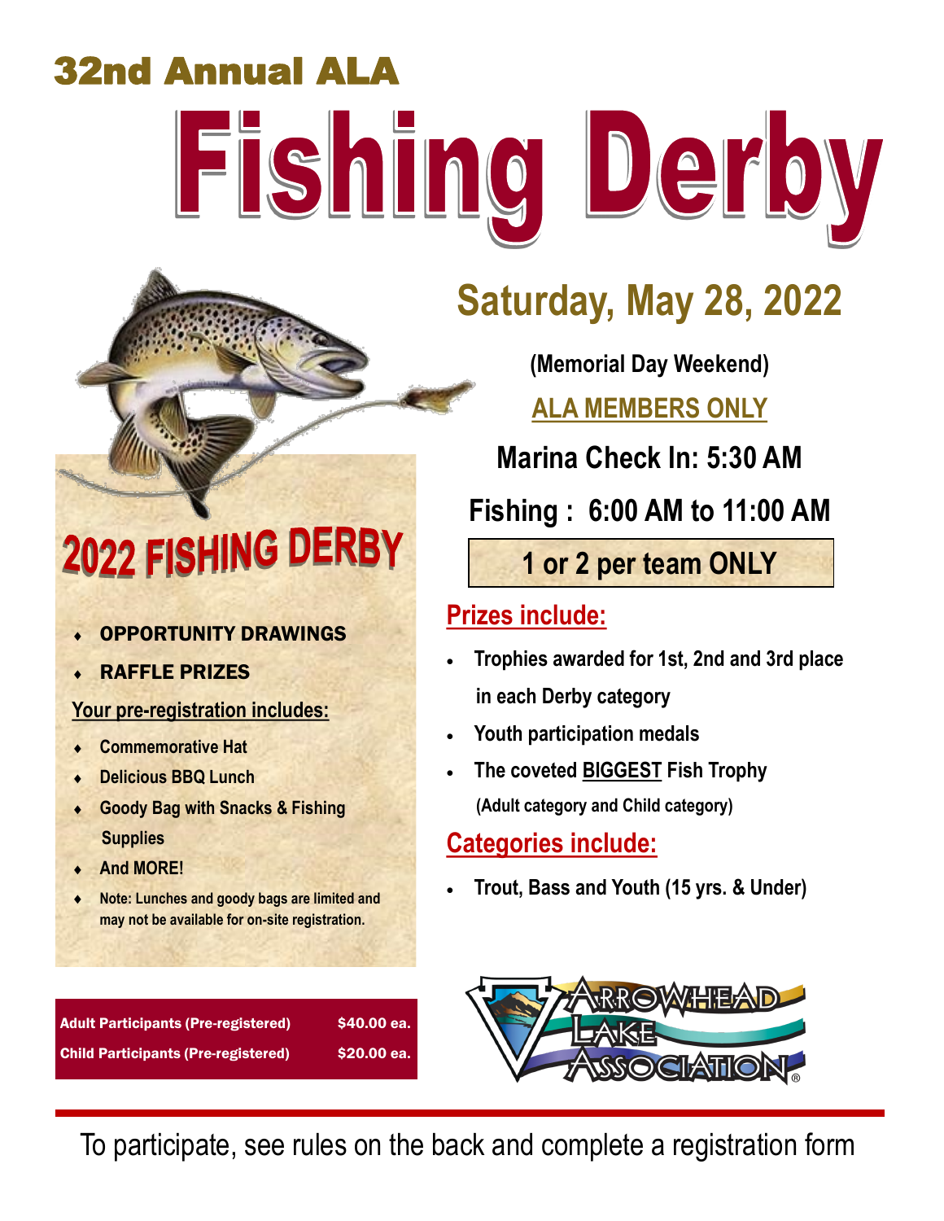## 32nd Annual ALA

# Fishing Derby

## 2022 FISHING DERBY

- **OPPORTUNITY DRAWINGS**
- **RAFFLE PRIZES**

**Your pre-registration includes:**

- **Commemorative Hat**
- **Delicious BBQ Lunch**
- **Goody Bag with Snacks & Fishing Supplies**
- **And MORE!**
- **Note: Lunches and goody bags are limited and may not be available for on-site registration.**

| | |
|---|---|
| **Adult Participants (Pre-registered)** | **$40.00 ea.** |
| **Child Participants (Pre-registered)** | **$20.00 ea.** |

## Saturday, May 28, 2022

**(Memorial Day Weekend)**

**ALA MEMBERS ONLY**

**Marina Check In: 5:30 AM**

**Fishing : 6:00 AM to 11:00 AM**

**1 or 2 per team ONLY**

### Prizes include:

- **Trophies awarded for 1st, 2nd and 3rd place in each Derby category**
- **Youth participation medals**
- **The coveted BIGGEST Fish Trophy (Adult category and Child category)**

### Categories include:

- **Trout, Bass and Youth (15 yrs. & Under)**

ARROWHEAD LAKE ASSOCIATION®

To participate, see rules on the back and complete a registration form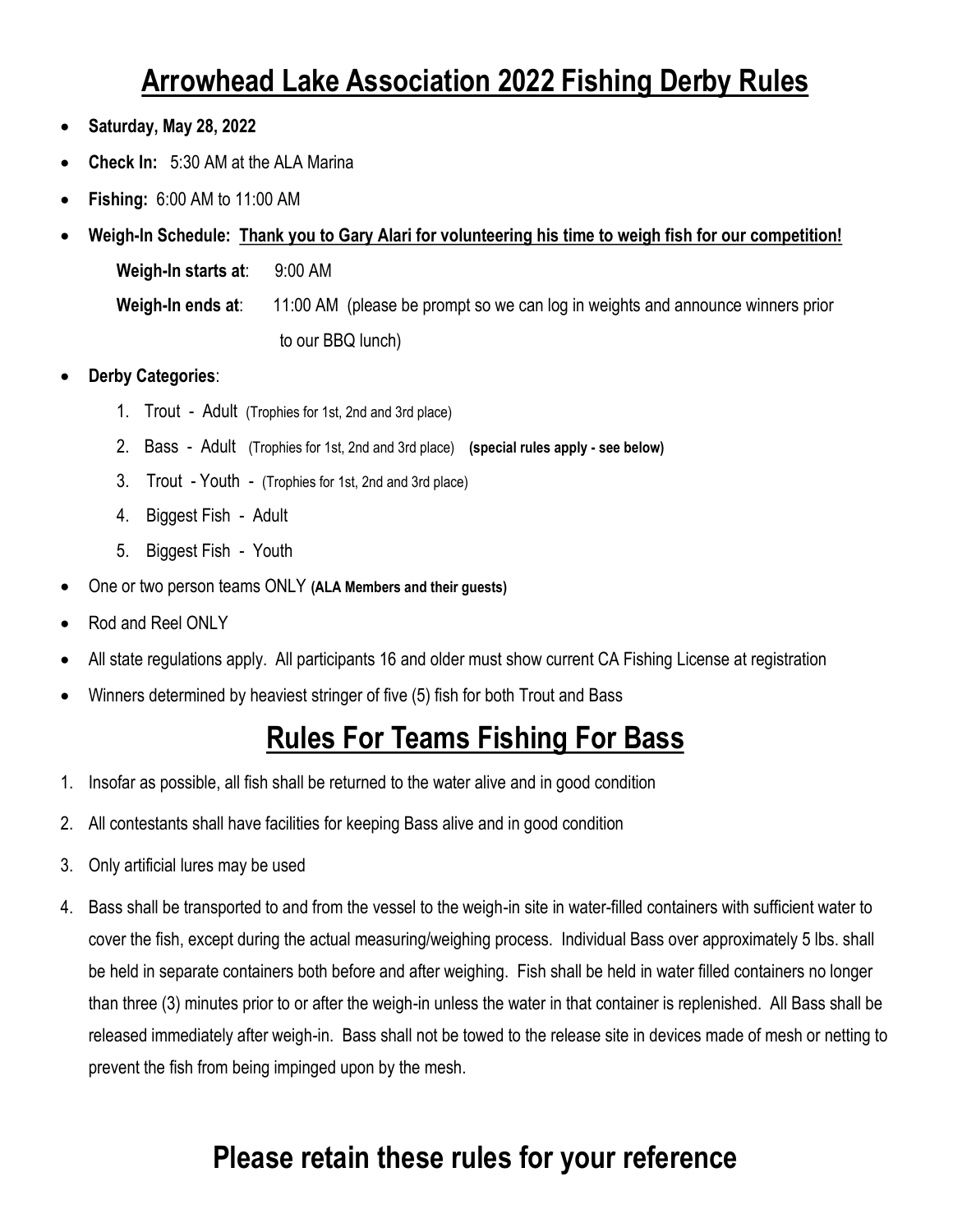# Arrowhead Lake Association 2022 Fishing Derby Rules

- **Saturday, May 28, 2022**
- **Check In:** 5:30 AM at the ALA Marina
- **Fishing:** 6:00 AM to 11:00 AM
- **Weigh-In Schedule: Thank you to Gary Alari for volunteering his time to weigh fish for our competition!**

  **Weigh-In starts at**: 9:00 AM

  **Weigh-In ends at**: 11:00 AM (please be prompt so we can log in weights and announce winners prior to our BBQ lunch)

- **Derby Categories**:
  1. Trout - Adult (Trophies for 1st, 2nd and 3rd place)
  2. Bass - Adult (Trophies for 1st, 2nd and 3rd place) **(special rules apply - see below)**
  3. Trout - Youth - (Trophies for 1st, 2nd and 3rd place)
  4. Biggest Fish - Adult
  5. Biggest Fish - Youth
- One or two person teams ONLY **(ALA Members and their guests)**
- Rod and Reel ONLY
- All state regulations apply. All participants 16 and older must show current CA Fishing License at registration
- Winners determined by heaviest stringer of five (5) fish for both Trout and Bass

# Rules For Teams Fishing For Bass

1. Insofar as possible, all fish shall be returned to the water alive and in good condition
2. All contestants shall have facilities for keeping Bass alive and in good condition
3. Only artificial lures may be used
4. Bass shall be transported to and from the vessel to the weigh-in site in water-filled containers with sufficient water to cover the fish, except during the actual measuring/weighing process. Individual Bass over approximately 5 lbs. shall be held in separate containers both before and after weighing. Fish shall be held in water filled containers no longer than three (3) minutes prior to or after the weigh-in unless the water in that container is replenished. All Bass shall be released immediately after weigh-in. Bass shall not be towed to the release site in devices made of mesh or netting to prevent the fish from being impinged upon by the mesh.

## Please retain these rules for your reference